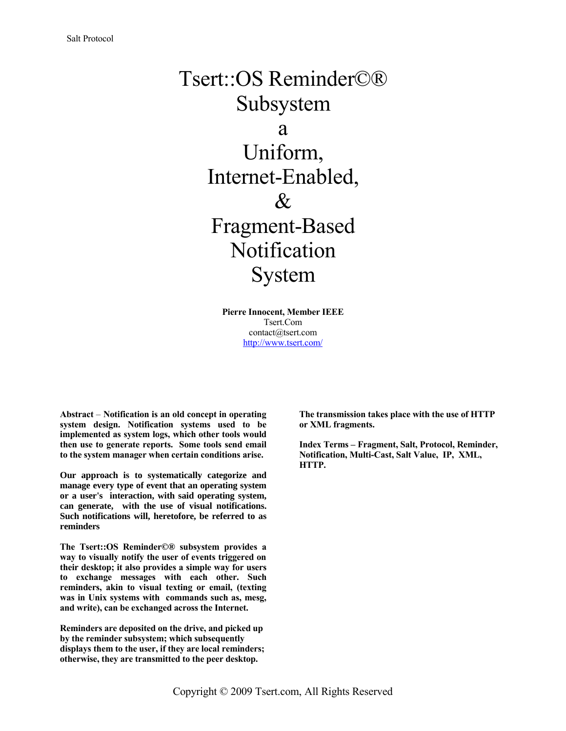# Tsert::OS Reminder©® Subsystem a Uniform, Internet-Enabled, & Fragment-Based Notification System

**Pierre Innocent, Member IEEE**
Tsert.Com
contact@tsert.com
http://www.tsert.com/

**Abstract – Notification is an old concept in operating system design. Notification systems used to be implemented as system logs, which other tools would then use to generate reports. Some tools send email to the system manager when certain conditions arise.**

**Our approach is to systematically categorize and manage every type of event that an operating system or a user's interaction, with said operating system, can generate, with the use of visual notifications. Such notifications will, heretofore, be referred to as reminders**

**The Tsert::OS Reminder©® subsystem provides a way to visually notify the user of events triggered on their desktop; it also provides a simple way for users to exchange messages with each other. Such reminders, akin to visual texting or email, (texting was in Unix systems with commands such as, mesg, and write), can be exchanged across the Internet.**

**Reminders are deposited on the drive, and picked up by the reminder subsystem; which subsequently displays them to the user, if they are local reminders; otherwise, they are transmitted to the peer desktop.**

**The transmission takes place with the use of HTTP or XML fragments.**

**Index Terms – Fragment, Salt, Protocol, Reminder, Notification, Multi-Cast, Salt Value, IP, XML, HTTP.**

Copyright © 2009 Tsert.com, All Rights Reserved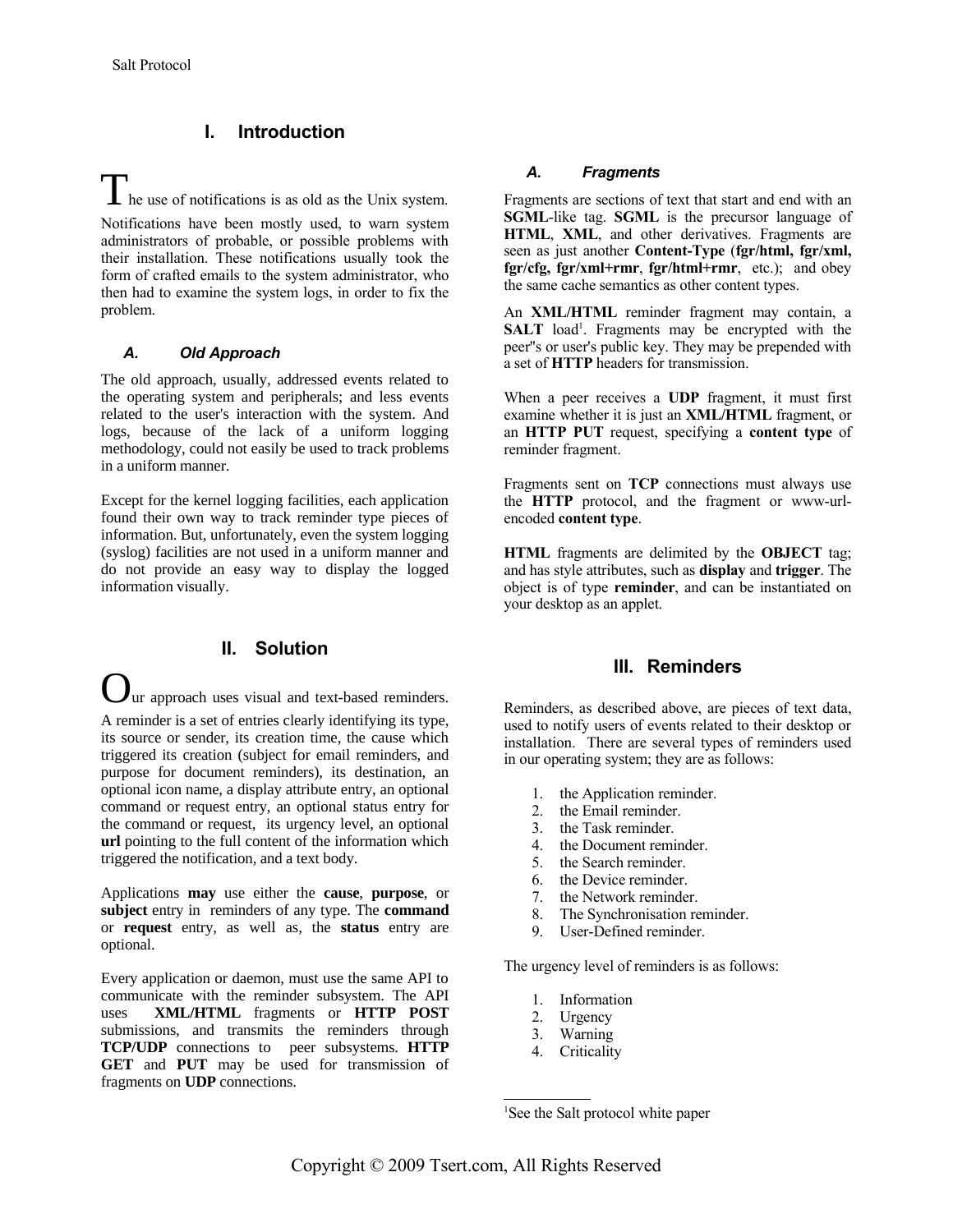# I. Introduction

The use of notifications is as old as the Unix system. Notifications have been mostly used, to warn system administrators of probable, or possible problems with their installation. These notifications usually took the form of crafted emails to the system administrator, who then had to examine the system logs, in order to fix the problem.

### A. Old Approach

The old approach, usually, addressed events related to the operating system and peripherals; and less events related to the user's interaction with the system. And logs, because of the lack of a uniform logging methodology, could not easily be used to track problems in a uniform manner.

Except for the kernel logging facilities, each application found their own way to track reminder type pieces of information. But, unfortunately, even the system logging (syslog) facilities are not used in a uniform manner and do not provide an easy way to display the logged information visually.

# II. Solution

Our approach uses visual and text-based reminders. A reminder is a set of entries clearly identifying its type, its source or sender, its creation time, the cause which triggered its creation (subject for email reminders, and purpose for document reminders), its destination, an optional icon name, a display attribute entry, an optional command or request entry, an optional status entry for the command or request, its urgency level, an optional **url** pointing to the full content of the information which triggered the notification, and a text body.

Applications **may** use either the **cause**, **purpose**, or **subject** entry in reminders of any type. The **command** or **request** entry, as well as, the **status** entry are optional.

Every application or daemon, must use the same API to communicate with the reminder subsystem. The API uses **XML/HTML** fragments or **HTTP POST** submissions, and transmits the reminders through **TCP/UDP** connections to peer subsystems. **HTTP GET** and **PUT** may be used for transmission of fragments on **UDP** connections.

### A. Fragments

Fragments are sections of text that start and end with an **SGML**-like tag. **SGML** is the precursor language of **HTML**, **XML**, and other derivatives. Fragments are seen as just another **Content-Type** (**fgr/html, fgr/xml, fgr/cfg, fgr/xml+rmr**, **fgr/html+rmr**, etc.); and obey the same cache semantics as other content types.

An **XML/HTML** reminder fragment may contain, a **SALT** load[1]. Fragments may be encrypted with the peer''s or user's public key. They may be prepended with a set of **HTTP** headers for transmission.

When a peer receives a **UDP** fragment, it must first examine whether it is just an **XML/HTML** fragment, or an **HTTP PUT** request, specifying a **content type** of reminder fragment.

Fragments sent on **TCP** connections must always use the **HTTP** protocol, and the fragment or www-url-encoded **content type**.

**HTML** fragments are delimited by the **OBJECT** tag; and has style attributes, such as **display** and **trigger**. The object is of type **reminder**, and can be instantiated on your desktop as an applet.

# III. Reminders

Reminders, as described above, are pieces of text data, used to notify users of events related to their desktop or installation. There are several types of reminders used in our operating system; they are as follows:

1. the Application reminder.
2. the Email reminder.
3. the Task reminder.
4. the Document reminder.
5. the Search reminder.
6. the Device reminder.
7. the Network reminder.
8. The Synchronisation reminder.
9. User-Defined reminder.

The urgency level of reminders is as follows:

1. Information
2. Urgency
3. Warning
4. Criticality

[1]See the Salt protocol white paper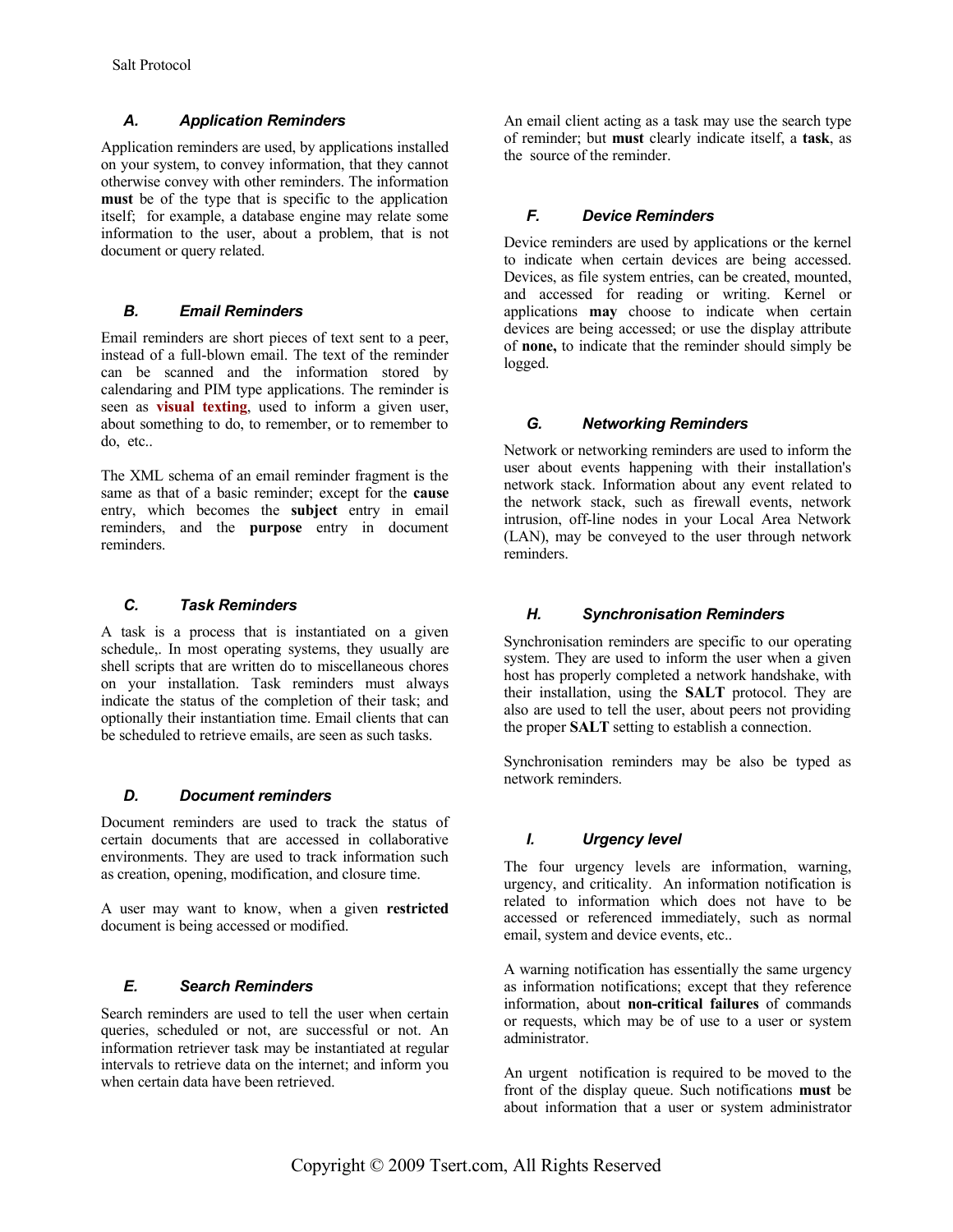### A. Application Reminders

Application reminders are used, by applications installed on your system, to convey information, that they cannot otherwise convey with other reminders. The information **must** be of the type that is specific to the application itself; for example, a database engine may relate some information to the user, about a problem, that is not document or query related.

### B. Email Reminders

Email reminders are short pieces of text sent to a peer, instead of a full-blown email. The text of the reminder can be scanned and the information stored by calendaring and PIM type applications. The reminder is seen as **visual texting**, used to inform a given user, about something to do, to remember, or to remember to do, etc..

The XML schema of an email reminder fragment is the same as that of a basic reminder; except for the **cause** entry, which becomes the **subject** entry in email reminders, and the **purpose** entry in document reminders.

### C. Task Reminders

A task is a process that is instantiated on a given schedule,. In most operating systems, they usually are shell scripts that are written do to miscellaneous chores on your installation. Task reminders must always indicate the status of the completion of their task; and optionally their instantiation time. Email clients that can be scheduled to retrieve emails, are seen as such tasks.

### D. Document reminders

Document reminders are used to track the status of certain documents that are accessed in collaborative environments. They are used to track information such as creation, opening, modification, and closure time.

A user may want to know, when a given **restricted** document is being accessed or modified.

### E. Search Reminders

Search reminders are used to tell the user when certain queries, scheduled or not, are successful or not. An information retriever task may be instantiated at regular intervals to retrieve data on the internet; and inform you when certain data have been retrieved.

An email client acting as a task may use the search type of reminder; but **must** clearly indicate itself, a **task**, as the source of the reminder.

### F. Device Reminders

Device reminders are used by applications or the kernel to indicate when certain devices are being accessed. Devices, as file system entries, can be created, mounted, and accessed for reading or writing. Kernel or applications **may** choose to indicate when certain devices are being accessed; or use the display attribute of **none,** to indicate that the reminder should simply be logged.

### G. Networking Reminders

Network or networking reminders are used to inform the user about events happening with their installation's network stack. Information about any event related to the network stack, such as firewall events, network intrusion, off-line nodes in your Local Area Network (LAN), may be conveyed to the user through network reminders.

### H. Synchronisation Reminders

Synchronisation reminders are specific to our operating system. They are used to inform the user when a given host has properly completed a network handshake, with their installation, using the **SALT** protocol. They are also are used to tell the user, about peers not providing the proper **SALT** setting to establish a connection.

Synchronisation reminders may be also be typed as network reminders.

### I. Urgency level

The four urgency levels are information, warning, urgency, and criticality. An information notification is related to information which does not have to be accessed or referenced immediately, such as normal email, system and device events, etc..

A warning notification has essentially the same urgency as information notifications; except that they reference information, about **non-critical failures** of commands or requests, which may be of use to a user or system administrator.

An urgent notification is required to be moved to the front of the display queue. Such notifications **must** be about information that a user or system administrator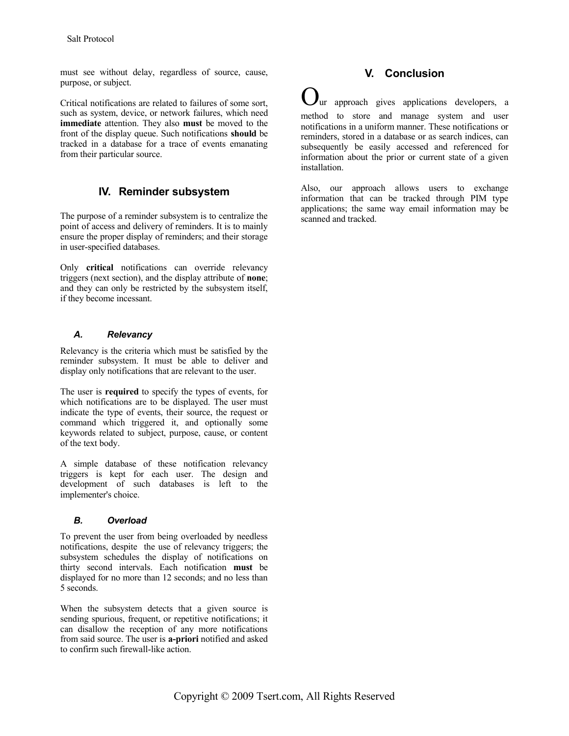must see without delay, regardless of source, cause, purpose, or subject.

Critical notifications are related to failures of some sort, such as system, device, or network failures, which need **immediate** attention. They also **must** be moved to the front of the display queue. Such notifications **should** be tracked in a database for a trace of events emanating from their particular source.

## IV. Reminder subsystem

The purpose of a reminder subsystem is to centralize the point of access and delivery of reminders. It is to mainly ensure the proper display of reminders; and their storage in user-specified databases.

Only **critical** notifications can override relevancy triggers (next section), and the display attribute of **none**; and they can only be restricted by the subsystem itself, if they become incessant.

### *A. Relevancy*

Relevancy is the criteria which must be satisfied by the reminder subsystem. It must be able to deliver and display only notifications that are relevant to the user.

The user is **required** to specify the types of events, for which notifications are to be displayed. The user must indicate the type of events, their source, the request or command which triggered it, and optionally some keywords related to subject, purpose, cause, or content of the text body.

A simple database of these notification relevancy triggers is kept for each user. The design and development of such databases is left to the implementer's choice.

### *B. Overload*

To prevent the user from being overloaded by needless notifications, despite the use of relevancy triggers; the subsystem schedules the display of notifications on thirty second intervals. Each notification **must** be displayed for no more than 12 seconds; and no less than 5 seconds.

When the subsystem detects that a given source is sending spurious, frequent, or repetitive notifications; it can disallow the reception of any more notifications from said source. The user is **a-priori** notified and asked to confirm such firewall-like action.

## V. Conclusion

Our approach gives applications developers, a method to store and manage system and user notifications in a uniform manner. These notifications or reminders, stored in a database or as search indices, can subsequently be easily accessed and referenced for information about the prior or current state of a given installation.

Also, our approach allows users to exchange information that can be tracked through PIM type applications; the same way email information may be scanned and tracked.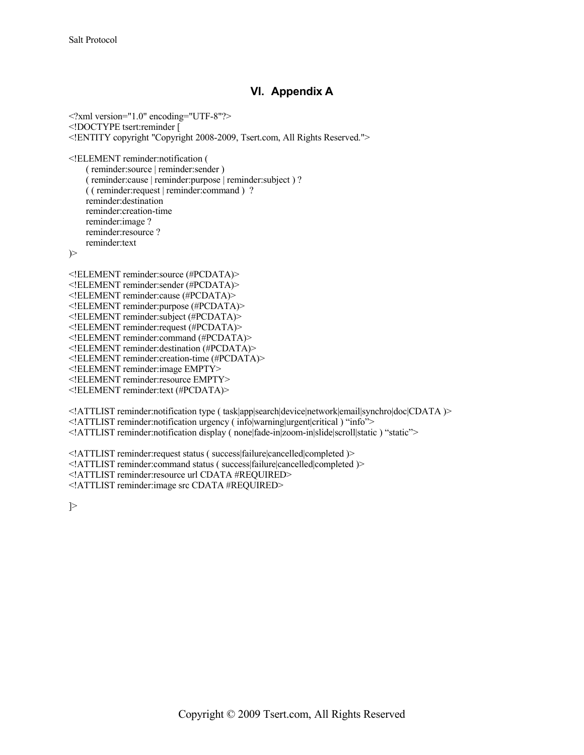## VI. Appendix A

```
<?xml version="1.0" encoding="UTF-8"?>
<!DOCTYPE tsert:reminder [
<!ENTITY copyright "Copyright 2008-2009, Tsert.com, All Rights Reserved.">

<!ELEMENT reminder:notification (
      ( reminder:source | reminder:sender )
      ( reminder:cause | reminder:purpose | reminder:subject ) ?
      ( ( reminder:request | reminder:command )  ?
      reminder:destination
      reminder:creation-time
      reminder:image ?
      reminder:resource ?
      reminder:text
)>

<!ELEMENT reminder:source (#PCDATA)>
<!ELEMENT reminder:sender (#PCDATA)>
<!ELEMENT reminder:cause (#PCDATA)>
<!ELEMENT reminder:purpose (#PCDATA)>
<!ELEMENT reminder:subject (#PCDATA)>
<!ELEMENT reminder:request (#PCDATA)>
<!ELEMENT reminder:command (#PCDATA)>
<!ELEMENT reminder:destination (#PCDATA)>
<!ELEMENT reminder:creation-time (#PCDATA)>
<!ELEMENT reminder:image EMPTY>
<!ELEMENT reminder:resource EMPTY>
<!ELEMENT reminder:text (#PCDATA)>

<!ATTLIST reminder:notification type ( task|app|search|device|network|email|synchro|doc|CDATA )>
<!ATTLIST reminder:notification urgency ( info|warning|urgent|critical ) “info”>
<!ATTLIST reminder:notification display ( none|fade-in|zoom-in|slide|scroll|static ) “static”>

<!ATTLIST reminder:request status ( success|failure|cancelled|completed )>
<!ATTLIST reminder:command status ( success|failure|cancelled|completed )>
<!ATTLIST reminder:resource url CDATA #REQUIRED>
<!ATTLIST reminder:image src CDATA #REQUIRED>

]>
```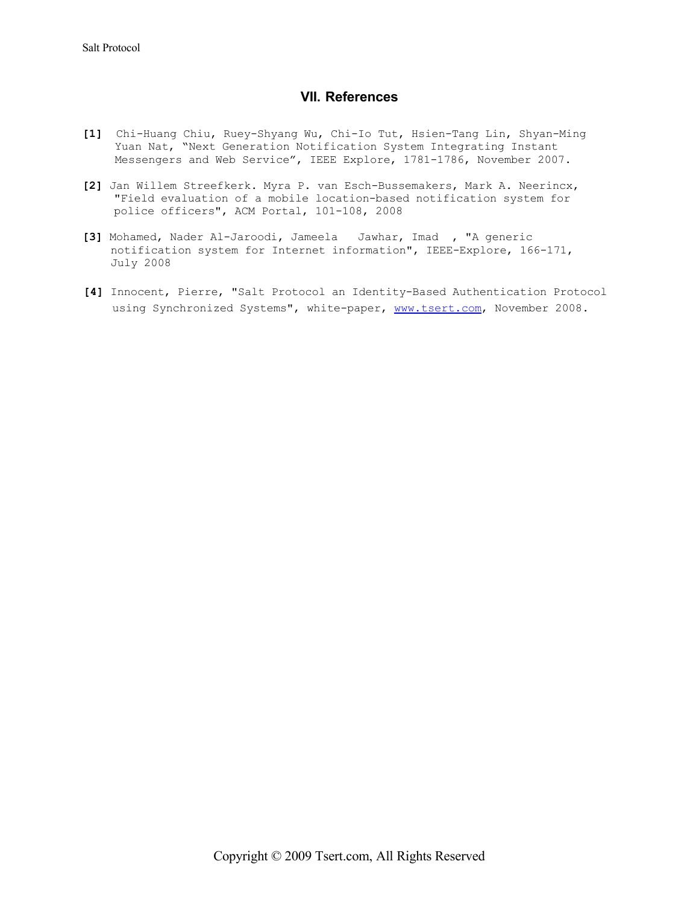## VII. References

**[1]** Chi-Huang Chiu, Ruey-Shyang Wu, Chi-Io Tut, Hsien-Tang Lin, Shyan-Ming Yuan Nat, “Next Generation Notification System Integrating Instant Messengers and Web Service”, IEEE Explore, 1781-1786, November 2007.

**[2]** Jan Willem Streefkerk. Myra P. van Esch-Bussemakers, Mark A. Neerincx, "Field evaluation of a mobile location-based notification system for police officers", ACM Portal, 101-108, 2008

**[3]** Mohamed, Nader Al-Jaroodi, Jameela Jawhar, Imad , "A generic notification system for Internet information", IEEE-Explore, 166-171, July 2008

**[4]** Innocent, Pierre, "Salt Protocol an Identity-Based Authentication Protocol using Synchronized Systems", white-paper, www.tsert.com, November 2008.